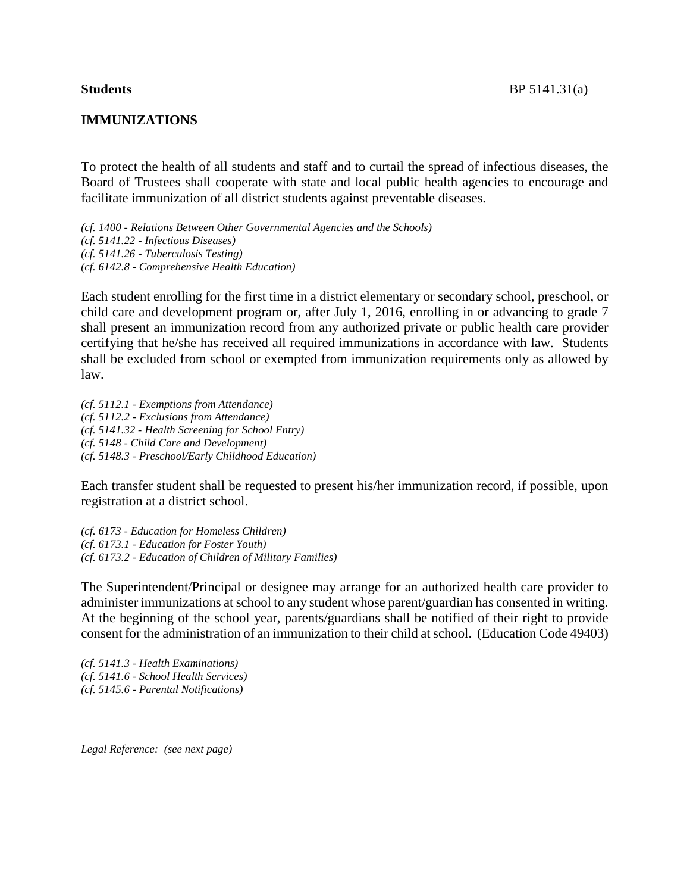**Students** BP 5141.31(a)

## IMMUNIZATIONS

To protect the health of all students and staff and to curtail the spread of infectious diseases, the Board of Trustees shall cooperate with state and local public health agencies to encourage and facilitate immunization of all district students against preventable diseases.

*(cf. 1400 - Relations Between Other Governmental Agencies and the Schools)*
*(cf. 5141.22 - Infectious Diseases)*
*(cf. 5141.26 - Tuberculosis Testing)*
*(cf. 6142.8 - Comprehensive Health Education)*

Each student enrolling for the first time in a district elementary or secondary school, preschool, or child care and development program or, after July 1, 2016, enrolling in or advancing to grade 7 shall present an immunization record from any authorized private or public health care provider certifying that he/she has received all required immunizations in accordance with law. Students shall be excluded from school or exempted from immunization requirements only as allowed by law.

*(cf. 5112.1 - Exemptions from Attendance)*
*(cf. 5112.2 - Exclusions from Attendance)*
*(cf. 5141.32 - Health Screening for School Entry)*
*(cf. 5148 - Child Care and Development)*
*(cf. 5148.3 - Preschool/Early Childhood Education)*

Each transfer student shall be requested to present his/her immunization record, if possible, upon registration at a district school.

*(cf. 6173 - Education for Homeless Children)*
*(cf. 6173.1 - Education for Foster Youth)*
*(cf. 6173.2 - Education of Children of Military Families)*

The Superintendent/Principal or designee may arrange for an authorized health care provider to administer immunizations at school to any student whose parent/guardian has consented in writing. At the beginning of the school year, parents/guardians shall be notified of their right to provide consent for the administration of an immunization to their child at school. (Education Code 49403)

*(cf. 5141.3 - Health Examinations)*
*(cf. 5141.6 - School Health Services)*
*(cf. 5145.6 - Parental Notifications)*

*Legal Reference: (see next page)*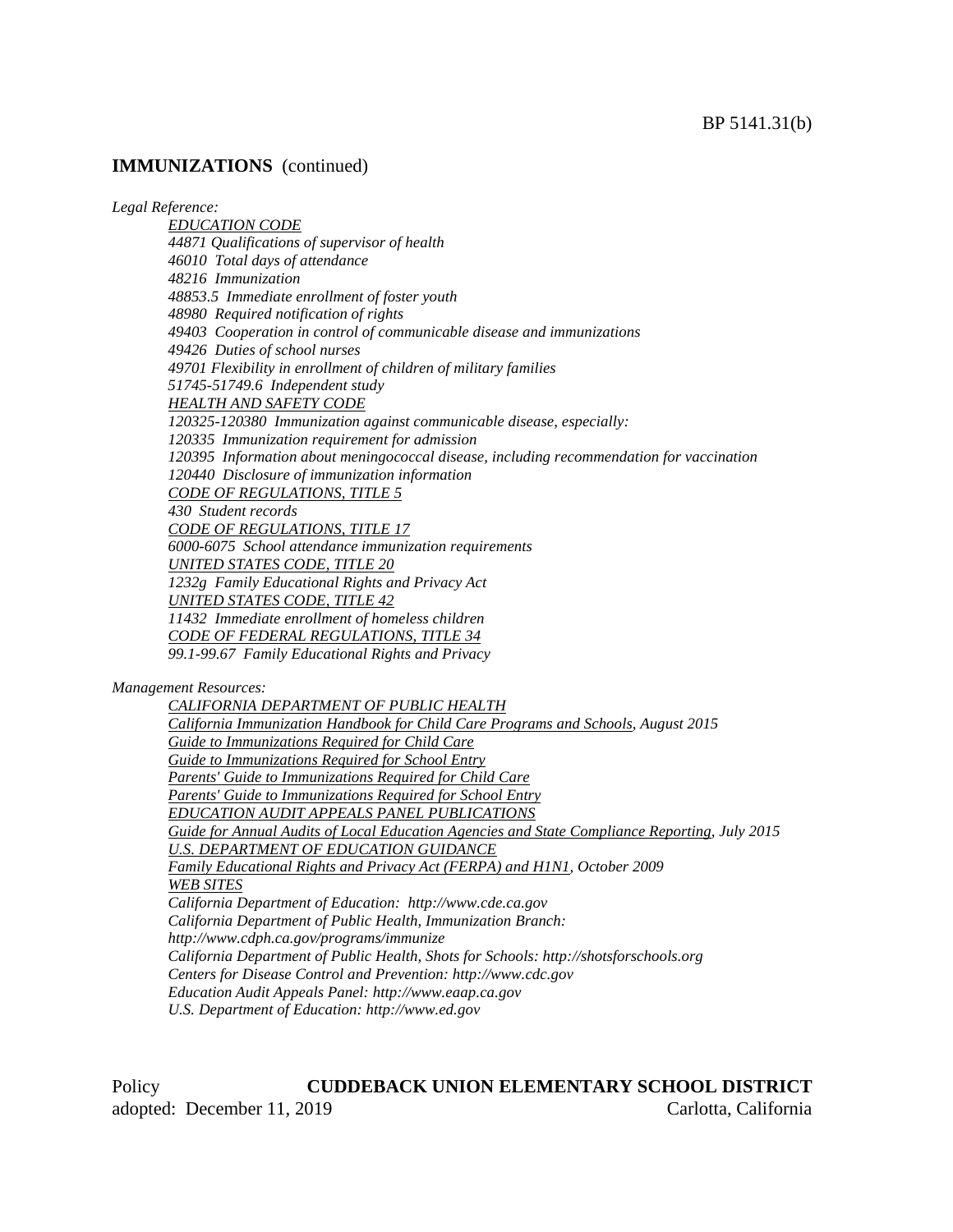## IMMUNIZATIONS (continued)

*Legal Reference:*

*EDUCATION CODE*
*44871 Qualifications of supervisor of health*
*46010 Total days of attendance*
*48216 Immunization*
*48853.5 Immediate enrollment of foster youth*
*48980 Required notification of rights*
*49403 Cooperation in control of communicable disease and immunizations*
*49426 Duties of school nurses*
*49701 Flexibility in enrollment of children of military families*
*51745-51749.6 Independent study*
*HEALTH AND SAFETY CODE*
*120325-120380 Immunization against communicable disease, especially:*
*120335 Immunization requirement for admission*
*120395 Information about meningococcal disease, including recommendation for vaccination*
*120440 Disclosure of immunization information*
*CODE OF REGULATIONS, TITLE 5*
*430 Student records*
*CODE OF REGULATIONS, TITLE 17*
*6000-6075 School attendance immunization requirements*
*UNITED STATES CODE, TITLE 20*
*1232g Family Educational Rights and Privacy Act*
*UNITED STATES CODE, TITLE 42*
*11432 Immediate enrollment of homeless children*
*CODE OF FEDERAL REGULATIONS, TITLE 34*
*99.1-99.67 Family Educational Rights and Privacy*

*Management Resources:*

*CALIFORNIA DEPARTMENT OF PUBLIC HEALTH*
*California Immunization Handbook for Child Care Programs and Schools, August 2015*
*Guide to Immunizations Required for Child Care*
*Guide to Immunizations Required for School Entry*
*Parents' Guide to Immunizations Required for Child Care*
*Parents' Guide to Immunizations Required for School Entry*
*EDUCATION AUDIT APPEALS PANEL PUBLICATIONS*
*Guide for Annual Audits of Local Education Agencies and State Compliance Reporting, July 2015*
*U.S. DEPARTMENT OF EDUCATION GUIDANCE*
*Family Educational Rights and Privacy Act (FERPA) and H1N1, October 2009*
*WEB SITES*
*California Department of Education: http://www.cde.ca.gov*
*California Department of Public Health, Immunization Branch:*
*http://www.cdph.ca.gov/programs/immunize*
*California Department of Public Health, Shots for Schools: http://shotsforschools.org*
*Centers for Disease Control and Prevention: http://www.cdc.gov*
*Education Audit Appeals Panel: http://www.eaap.ca.gov*
*U.S. Department of Education: http://www.ed.gov*

Policy **CUDDEBACK UNION ELEMENTARY SCHOOL DISTRICT**
adopted: December 11, 2019 Carlotta, California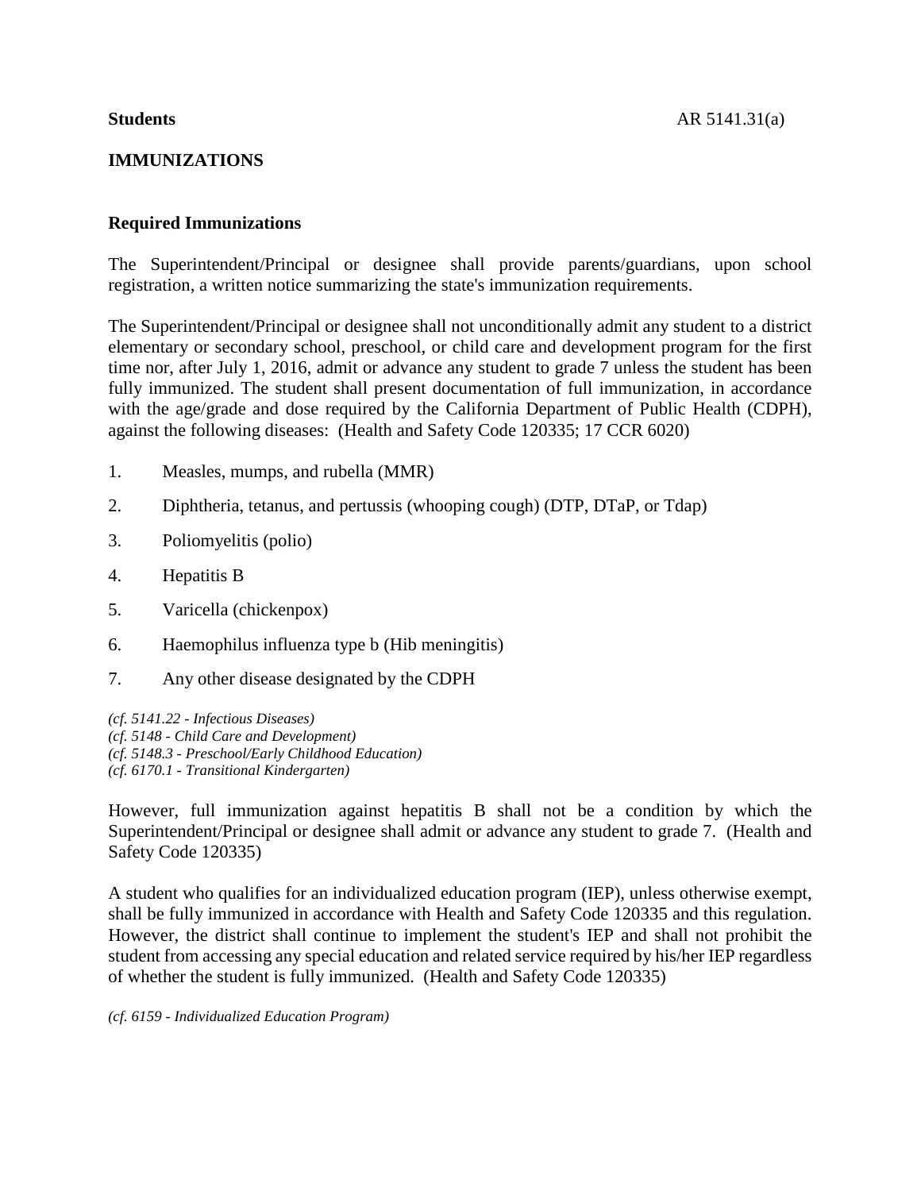**Students**

## IMMUNIZATIONS

### Required Immunizations

The Superintendent/Principal or designee shall provide parents/guardians, upon school registration, a written notice summarizing the state's immunization requirements.

The Superintendent/Principal or designee shall not unconditionally admit any student to a district elementary or secondary school, preschool, or child care and development program for the first time nor, after July 1, 2016, admit or advance any student to grade 7 unless the student has been fully immunized. The student shall present documentation of full immunization, in accordance with the age/grade and dose required by the California Department of Public Health (CDPH), against the following diseases: (Health and Safety Code 120335; 17 CCR 6020)

1. Measles, mumps, and rubella (MMR)
2. Diphtheria, tetanus, and pertussis (whooping cough) (DTP, DTaP, or Tdap)
3. Poliomyelitis (polio)
4. Hepatitis B
5. Varicella (chickenpox)
6. Haemophilus influenza type b (Hib meningitis)
7. Any other disease designated by the CDPH

*(cf. 5141.22 - Infectious Diseases)*
*(cf. 5148 - Child Care and Development)*
*(cf. 5148.3 - Preschool/Early Childhood Education)*
*(cf. 6170.1 - Transitional Kindergarten)*

However, full immunization against hepatitis B shall not be a condition by which the Superintendent/Principal or designee shall admit or advance any student to grade 7. (Health and Safety Code 120335)

A student who qualifies for an individualized education program (IEP), unless otherwise exempt, shall be fully immunized in accordance with Health and Safety Code 120335 and this regulation. However, the district shall continue to implement the student's IEP and shall not prohibit the student from accessing any special education and related service required by his/her IEP regardless of whether the student is fully immunized. (Health and Safety Code 120335)

*(cf. 6159 - Individualized Education Program)*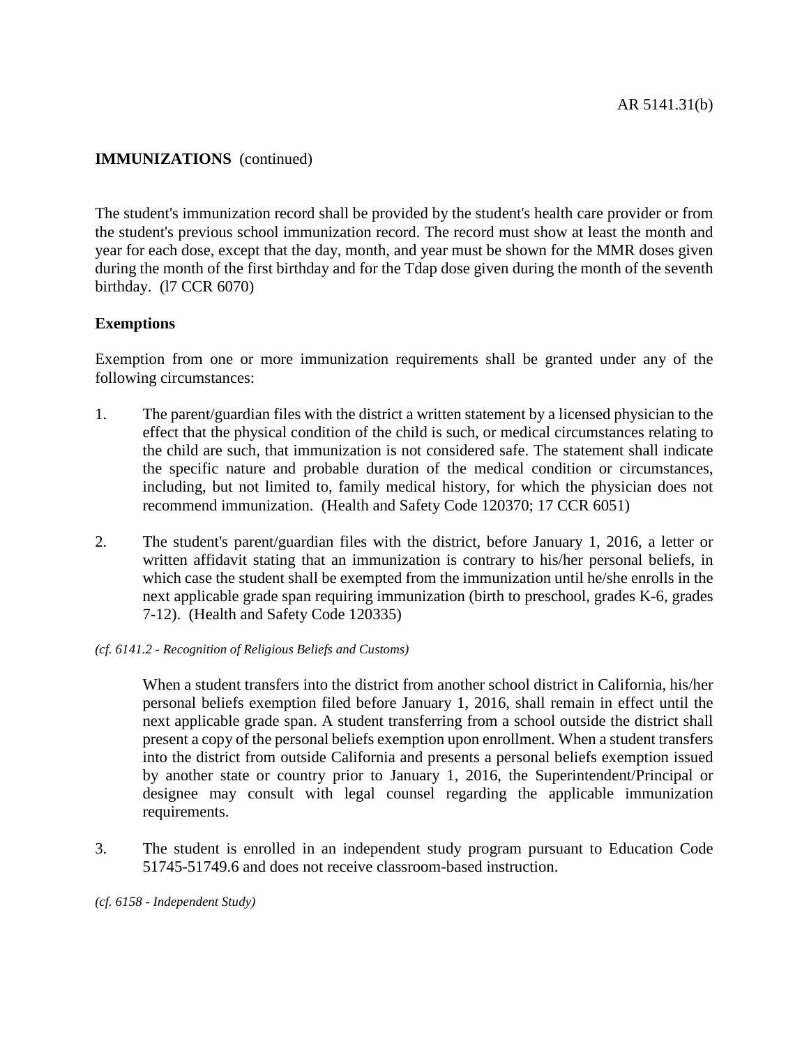**IMMUNIZATIONS** (continued)

The student's immunization record shall be provided by the student's health care provider or from the student's previous school immunization record. The record must show at least the month and year for each dose, except that the day, month, and year must be shown for the MMR doses given during the month of the first birthday and for the Tdap dose given during the month of the seventh birthday. (l7 CCR 6070)

**Exemptions**

Exemption from one or more immunization requirements shall be granted under any of the following circumstances:

1. The parent/guardian files with the district a written statement by a licensed physician to the effect that the physical condition of the child is such, or medical circumstances relating to the child are such, that immunization is not considered safe. The statement shall indicate the specific nature and probable duration of the medical condition or circumstances, including, but not limited to, family medical history, for which the physician does not recommend immunization. (Health and Safety Code 120370; 17 CCR 6051)

2. The student's parent/guardian files with the district, before January 1, 2016, a letter or written affidavit stating that an immunization is contrary to his/her personal beliefs, in which case the student shall be exempted from the immunization until he/she enrolls in the next applicable grade span requiring immunization (birth to preschool, grades K-6, grades 7-12). (Health and Safety Code 120335)

*(cf. 6141.2 - Recognition of Religious Beliefs and Customs)*

   When a student transfers into the district from another school district in California, his/her personal beliefs exemption filed before January 1, 2016, shall remain in effect until the next applicable grade span. A student transferring from a school outside the district shall present a copy of the personal beliefs exemption upon enrollment. When a student transfers into the district from outside California and presents a personal beliefs exemption issued by another state or country prior to January 1, 2016, the Superintendent/Principal or designee may consult with legal counsel regarding the applicable immunization requirements.

3. The student is enrolled in an independent study program pursuant to Education Code 51745-51749.6 and does not receive classroom-based instruction.

*(cf. 6158 - Independent Study)*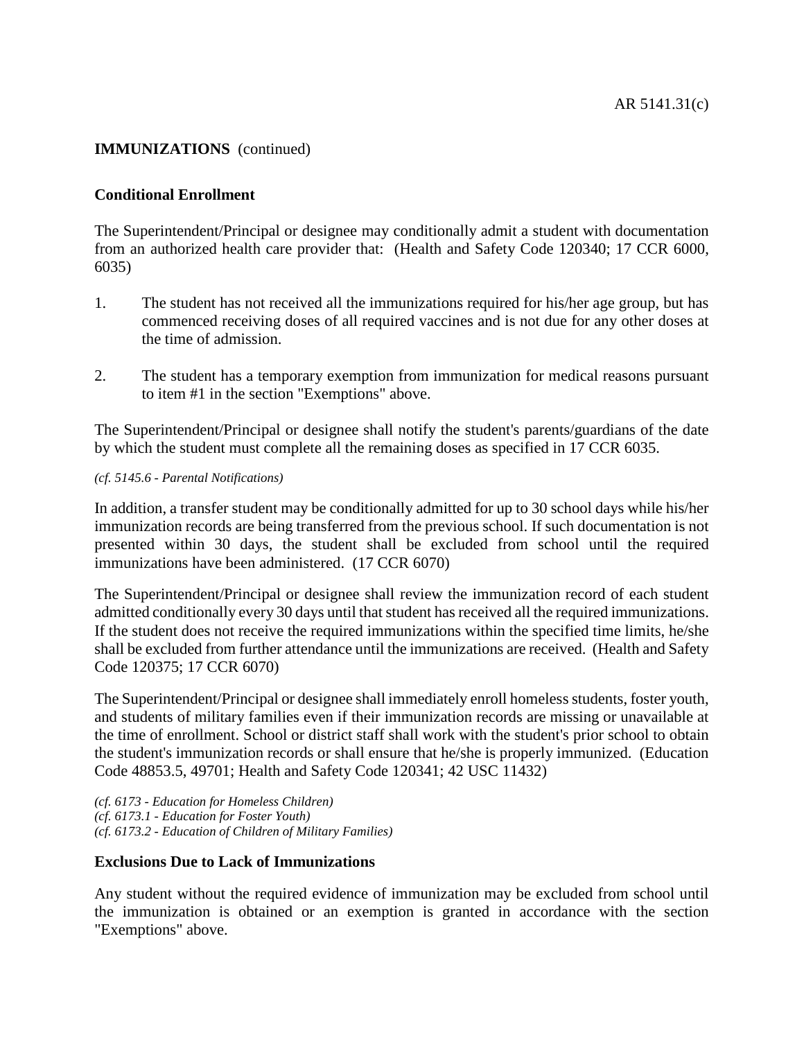**IMMUNIZATIONS** (continued)

**Conditional Enrollment**

The Superintendent/Principal or designee may conditionally admit a student with documentation from an authorized health care provider that: (Health and Safety Code 120340; 17 CCR 6000, 6035)

1. The student has not received all the immunizations required for his/her age group, but has commenced receiving doses of all required vaccines and is not due for any other doses at the time of admission.

2. The student has a temporary exemption from immunization for medical reasons pursuant to item #1 in the section "Exemptions" above.

The Superintendent/Principal or designee shall notify the student's parents/guardians of the date by which the student must complete all the remaining doses as specified in 17 CCR 6035.

*(cf. 5145.6 - Parental Notifications)*

In addition, a transfer student may be conditionally admitted for up to 30 school days while his/her immunization records are being transferred from the previous school. If such documentation is not presented within 30 days, the student shall be excluded from school until the required immunizations have been administered. (17 CCR 6070)

The Superintendent/Principal or designee shall review the immunization record of each student admitted conditionally every 30 days until that student has received all the required immunizations. If the student does not receive the required immunizations within the specified time limits, he/she shall be excluded from further attendance until the immunizations are received. (Health and Safety Code 120375; 17 CCR 6070)

The Superintendent/Principal or designee shall immediately enroll homeless students, foster youth, and students of military families even if their immunization records are missing or unavailable at the time of enrollment. School or district staff shall work with the student's prior school to obtain the student's immunization records or shall ensure that he/she is properly immunized. (Education Code 48853.5, 49701; Health and Safety Code 120341; 42 USC 11432)

*(cf. 6173 - Education for Homeless Children)*
*(cf. 6173.1 - Education for Foster Youth)*
*(cf. 6173.2 - Education of Children of Military Families)*

**Exclusions Due to Lack of Immunizations**

Any student without the required evidence of immunization may be excluded from school until the immunization is obtained or an exemption is granted in accordance with the section "Exemptions" above.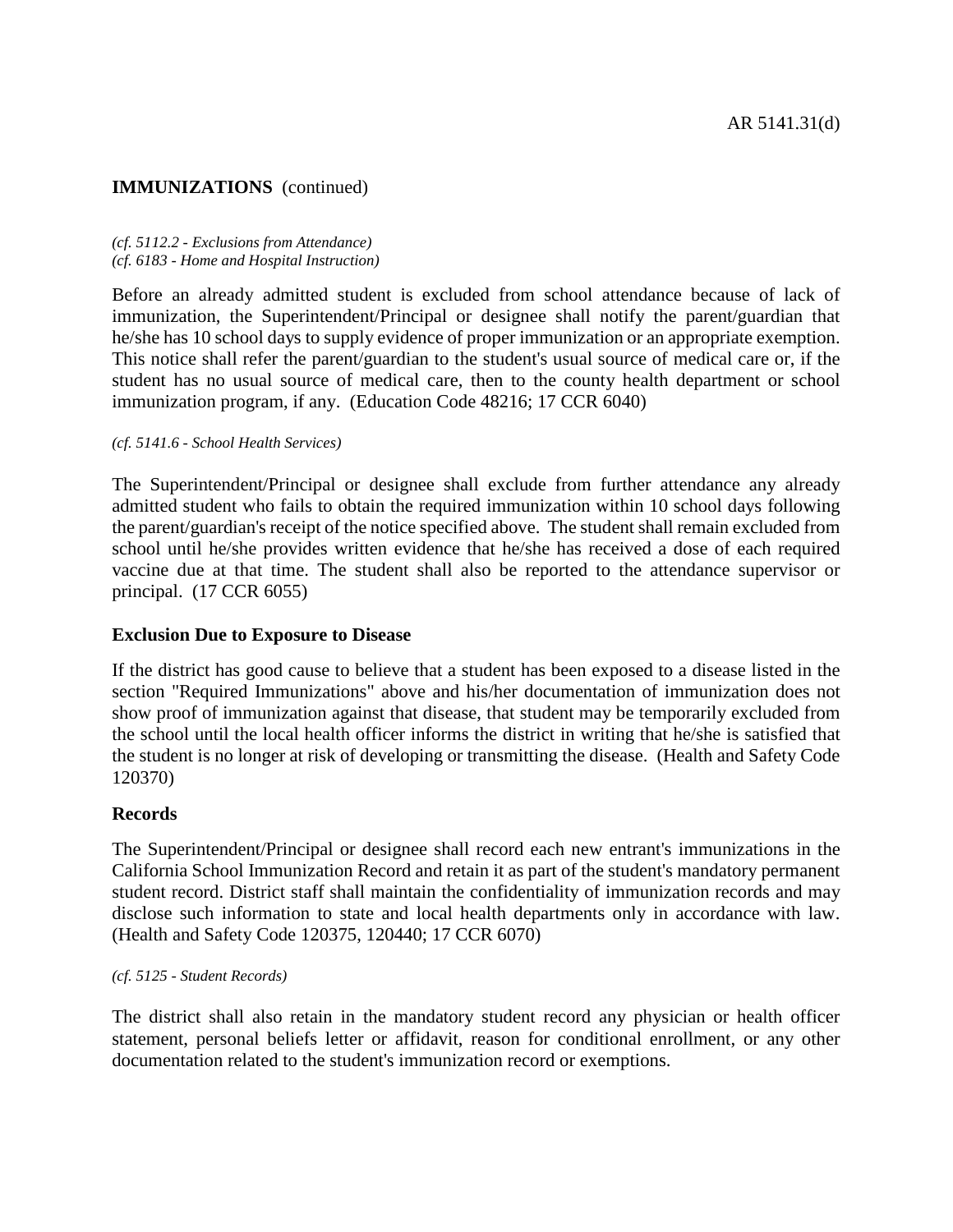**IMMUNIZATIONS** (continued)

*(cf. 5112.2 - Exclusions from Attendance)*
*(cf. 6183 - Home and Hospital Instruction)*

Before an already admitted student is excluded from school attendance because of lack of immunization, the Superintendent/Principal or designee shall notify the parent/guardian that he/she has 10 school days to supply evidence of proper immunization or an appropriate exemption. This notice shall refer the parent/guardian to the student's usual source of medical care or, if the student has no usual source of medical care, then to the county health department or school immunization program, if any. (Education Code 48216; 17 CCR 6040)

*(cf. 5141.6 - School Health Services)*

The Superintendent/Principal or designee shall exclude from further attendance any already admitted student who fails to obtain the required immunization within 10 school days following the parent/guardian's receipt of the notice specified above. The student shall remain excluded from school until he/she provides written evidence that he/she has received a dose of each required vaccine due at that time. The student shall also be reported to the attendance supervisor or principal. (17 CCR 6055)

## Exclusion Due to Exposure to Disease

If the district has good cause to believe that a student has been exposed to a disease listed in the section "Required Immunizations" above and his/her documentation of immunization does not show proof of immunization against that disease, that student may be temporarily excluded from the school until the local health officer informs the district in writing that he/she is satisfied that the student is no longer at risk of developing or transmitting the disease. (Health and Safety Code 120370)

## Records

The Superintendent/Principal or designee shall record each new entrant's immunizations in the California School Immunization Record and retain it as part of the student's mandatory permanent student record. District staff shall maintain the confidentiality of immunization records and may disclose such information to state and local health departments only in accordance with law. (Health and Safety Code 120375, 120440; 17 CCR 6070)

*(cf. 5125 - Student Records)*

The district shall also retain in the mandatory student record any physician or health officer statement, personal beliefs letter or affidavit, reason for conditional enrollment, or any other documentation related to the student's immunization record or exemptions.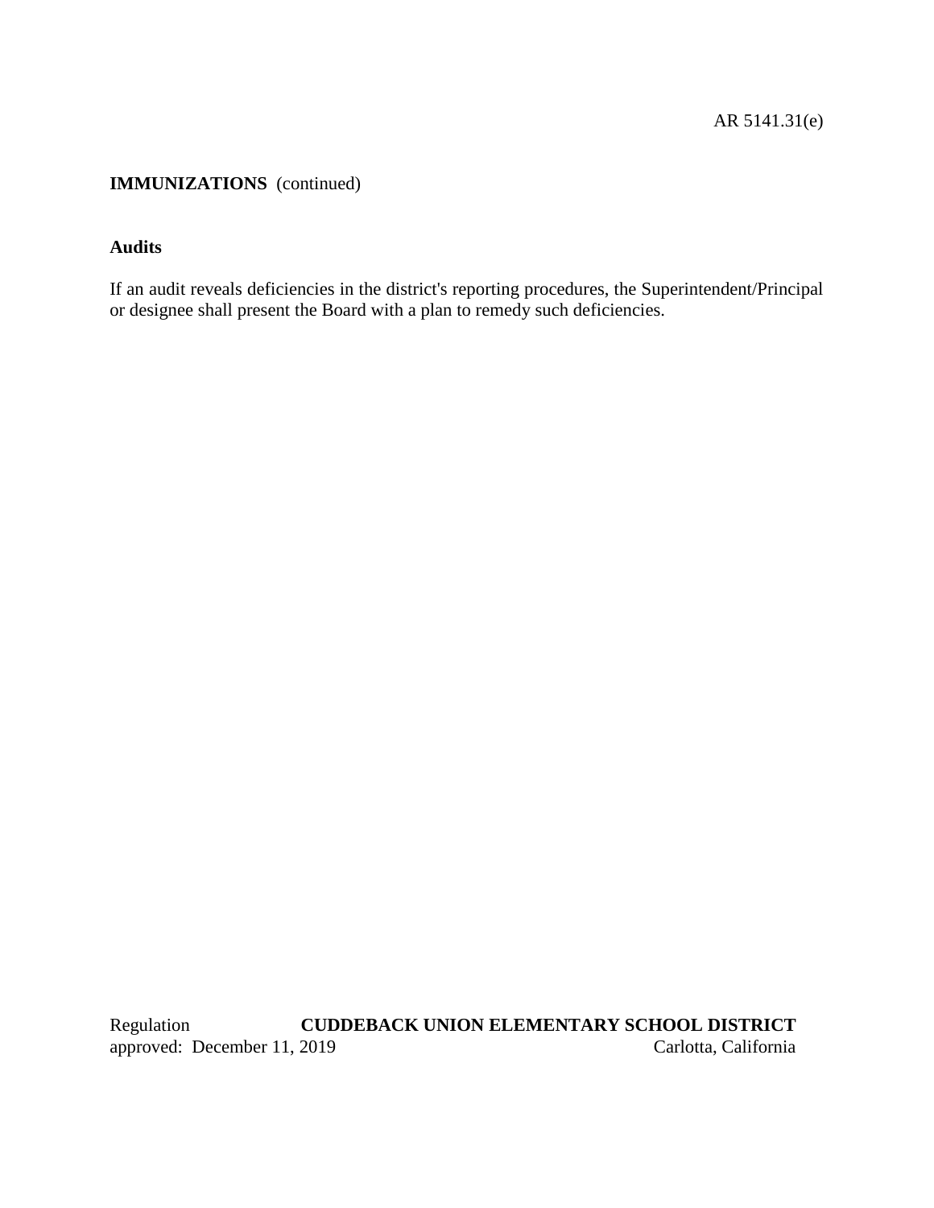**IMMUNIZATIONS** (continued)

**Audits**

If an audit reveals deficiencies in the district's reporting procedures, the Superintendent/Principal or designee shall present the Board with a plan to remedy such deficiencies.

Regulation **CUDDEBACK UNION ELEMENTARY SCHOOL DISTRICT**
approved: December 11, 2019 Carlotta, California